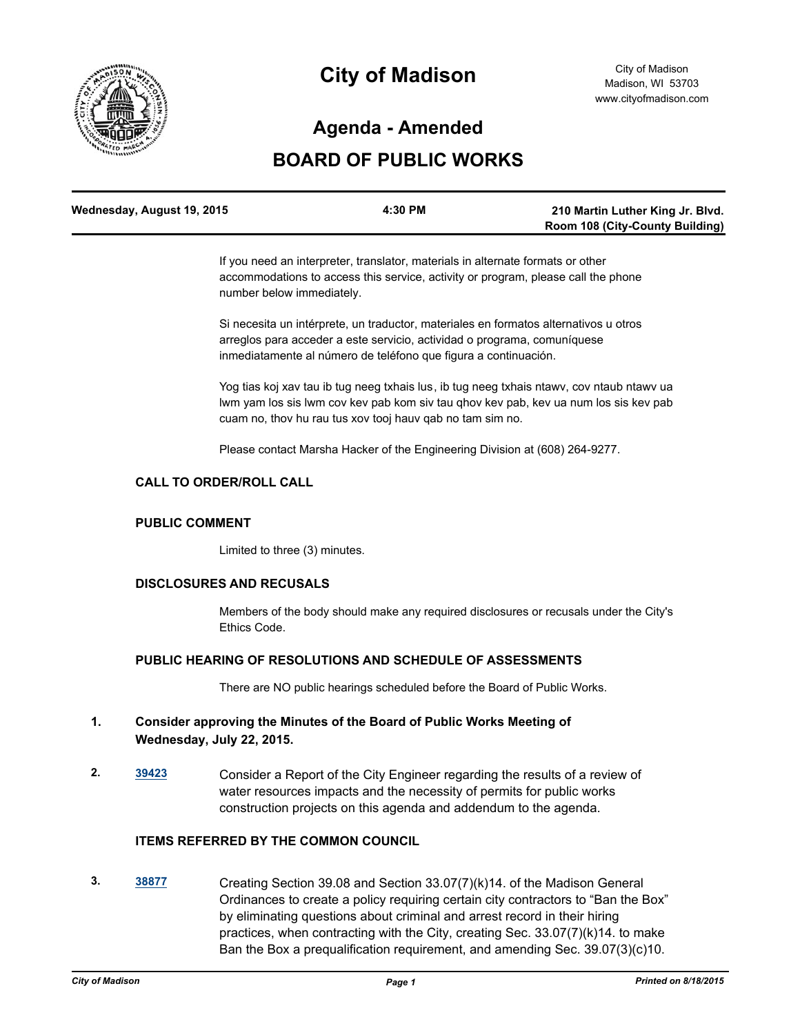# City of Madison

City of Madison
Madison, WI 53703
www.cityofmadison.com

## Agenda - Amended

## BOARD OF PUBLIC WORKS

| Wednesday, August 19, 2015 | 4:30 PM | 210 Martin Luther King Jr. Blvd. Room 108 (City-County Building) |
|---|---|---|

If you need an interpreter, translator, materials in alternate formats or other accommodations to access this service, activity or program, please call the phone number below immediately.

Si necesita un intérprete, un traductor, materiales en formatos alternativos u otros arreglos para acceder a este servicio, actividad o programa, comuníquese inmediatamente al número de teléfono que figura a continuación.

Yog tias koj xav tau ib tug neeg txhais lus, ib tug neeg txhais ntawv, cov ntaub ntawv ua lwm yam los sis lwm cov kev pab kom siv tau qhov kev pab, kev ua num los sis kev pab cuam no, thov hu rau tus xov tooj hauv qab no tam sim no.

Please contact Marsha Hacker of the Engineering Division at (608) 264-9277.

### CALL TO ORDER/ROLL CALL

### PUBLIC COMMENT

Limited to three (3) minutes.

### DISCLOSURES AND RECUSALS

Members of the body should make any required disclosures or recusals under the City's Ethics Code.

### PUBLIC HEARING OF RESOLUTIONS AND SCHEDULE OF ASSESSMENTS

There are NO public hearings scheduled before the Board of Public Works.

**1. Consider approving the Minutes of the Board of Public Works Meeting of Wednesday, July 22, 2015.**

**2.** [39423] Consider a Report of the City Engineer regarding the results of a review of water resources impacts and the necessity of permits for public works construction projects on this agenda and addendum to the agenda.

### ITEMS REFERRED BY THE COMMON COUNCIL

**3.** [38877] Creating Section 39.08 and Section 33.07(7)(k)14. of the Madison General Ordinances to create a policy requiring certain city contractors to "Ban the Box" by eliminating questions about criminal and arrest record in their hiring practices, when contracting with the City, creating Sec. 33.07(7)(k)14. to make Ban the Box a prequalification requirement, and amending Sec. 39.07(3)(c)10.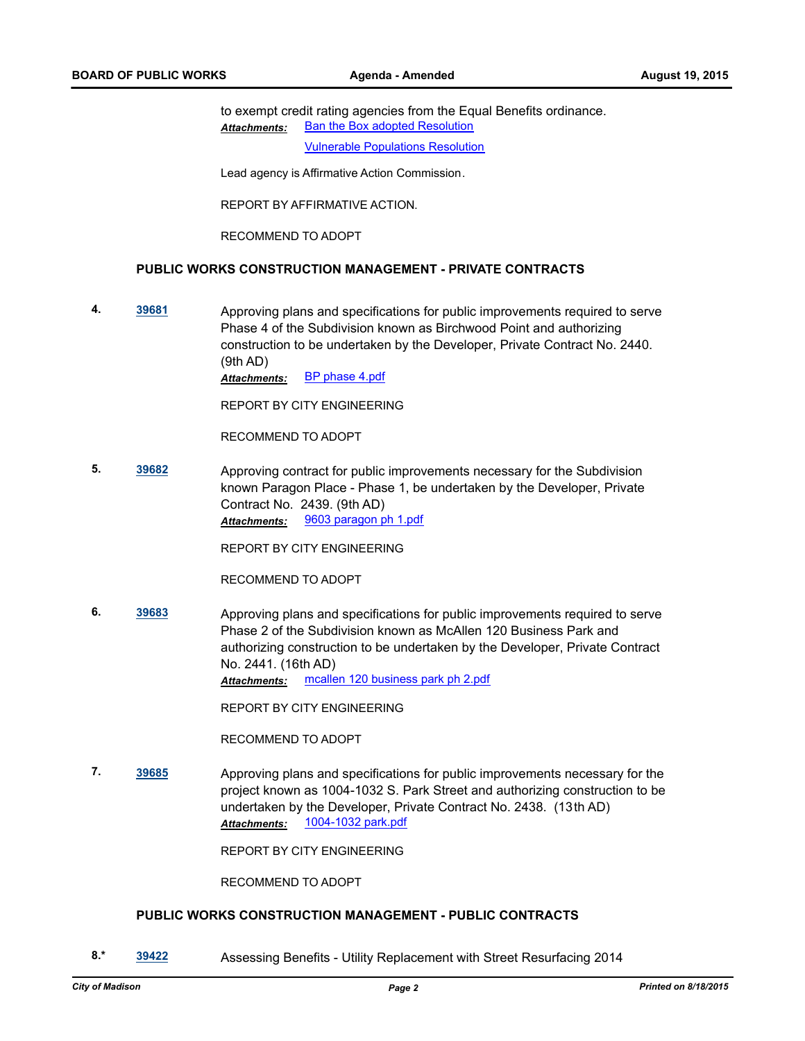to exempt credit rating agencies from the Equal Benefits ordinance.

***Attachments:*** Ban the Box adopted Resolution

Vulnerable Populations Resolution

Lead agency is Affirmative Action Commission.

REPORT BY AFFIRMATIVE ACTION.

RECOMMEND TO ADOPT

### PUBLIC WORKS CONSTRUCTION MANAGEMENT - PRIVATE CONTRACTS

**4.** **39681** Approving plans and specifications for public improvements required to serve Phase 4 of the Subdivision known as Birchwood Point and authorizing construction to be undertaken by the Developer, Private Contract No. 2440. (9th AD)

***Attachments:*** BP phase 4.pdf

REPORT BY CITY ENGINEERING

RECOMMEND TO ADOPT

**5.** **39682** Approving contract for public improvements necessary for the Subdivision known Paragon Place - Phase 1, be undertaken by the Developer, Private Contract No. 2439. (9th AD)

***Attachments:*** 9603 paragon ph 1.pdf

REPORT BY CITY ENGINEERING

RECOMMEND TO ADOPT

**6.** **39683** Approving plans and specifications for public improvements required to serve Phase 2 of the Subdivision known as McAllen 120 Business Park and authorizing construction to be undertaken by the Developer, Private Contract No. 2441. (16th AD)

***Attachments:*** mcallen 120 business park ph 2.pdf

REPORT BY CITY ENGINEERING

RECOMMEND TO ADOPT

**7.** **39685** Approving plans and specifications for public improvements necessary for the project known as 1004-1032 S. Park Street and authorizing construction to be undertaken by the Developer, Private Contract No. 2438. (13th AD)

***Attachments:*** 1004-1032 park.pdf

REPORT BY CITY ENGINEERING

RECOMMEND TO ADOPT

### PUBLIC WORKS CONSTRUCTION MANAGEMENT - PUBLIC CONTRACTS

**8.*** **39422** Assessing Benefits - Utility Replacement with Street Resurfacing 2014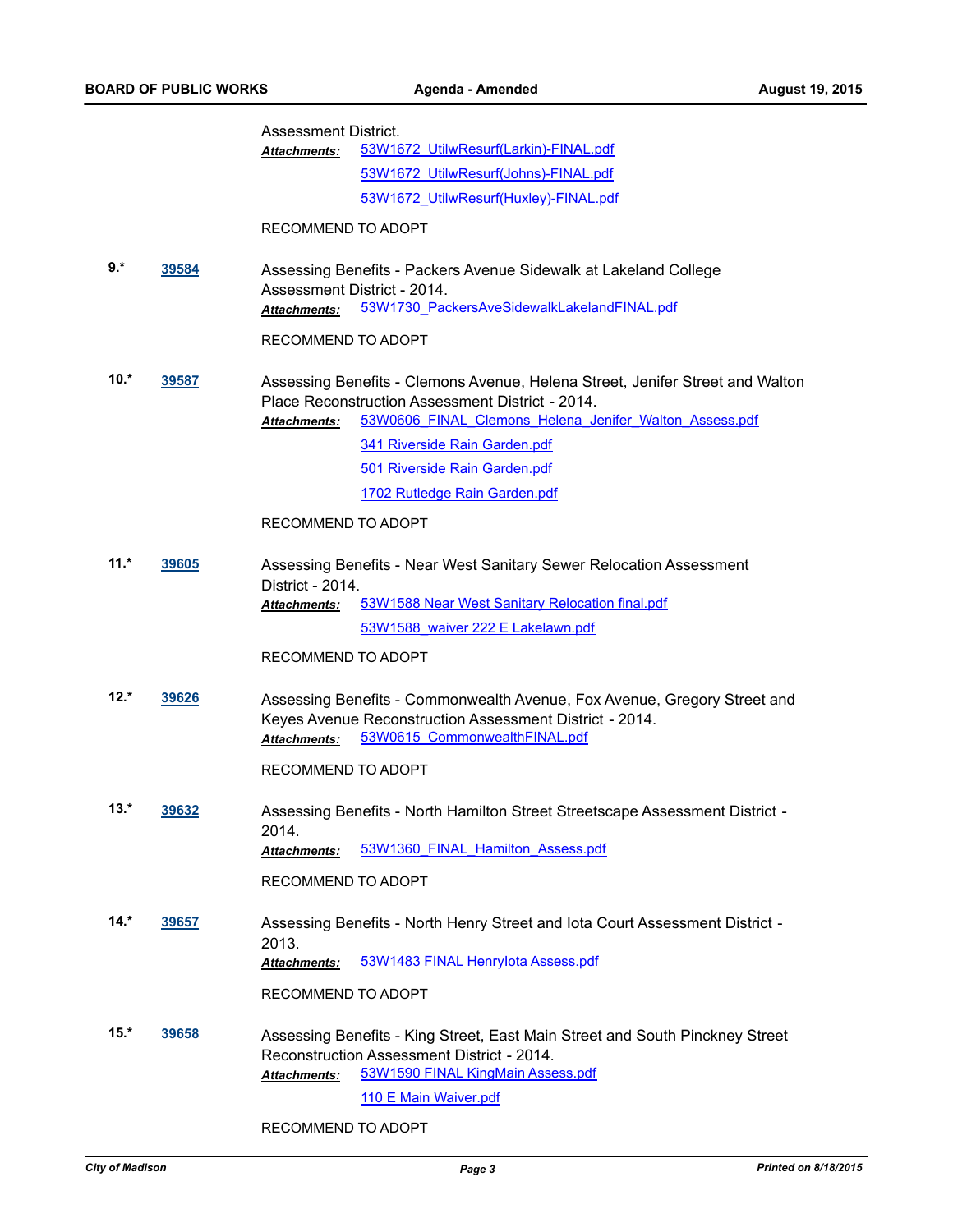Assessment District.

*Attachments:* 53W1672_UtilwResurf(Larkin)-FINAL.pdf
53W1672_UtilwResurf(Johns)-FINAL.pdf
53W1672_UtilwResurf(Huxley)-FINAL.pdf

RECOMMEND TO ADOPT

**9.*** **39584** Assessing Benefits - Packers Avenue Sidewalk at Lakeland College Assessment District - 2014.

*Attachments:* 53W1730_PackersAveSidewalkLakelandFINAL.pdf

RECOMMEND TO ADOPT

**10.*** **39587** Assessing Benefits - Clemons Avenue, Helena Street, Jenifer Street and Walton Place Reconstruction Assessment District - 2014.

*Attachments:* 53W0606_FINAL_Clemons_Helena_Jenifer_Walton_Assess.pdf
341 Riverside Rain Garden.pdf
501 Riverside Rain Garden.pdf
1702 Rutledge Rain Garden.pdf

RECOMMEND TO ADOPT

**11.*** **39605** Assessing Benefits - Near West Sanitary Sewer Relocation Assessment District - 2014.

*Attachments:* 53W1588 Near West Sanitary Relocation final.pdf
53W1588_waiver 222 E Lakelawn.pdf

RECOMMEND TO ADOPT

**12.*** **39626** Assessing Benefits - Commonwealth Avenue, Fox Avenue, Gregory Street and Keyes Avenue Reconstruction Assessment District - 2014.

*Attachments:* 53W0615_CommonwealthFINAL.pdf

RECOMMEND TO ADOPT

**13.*** **39632** Assessing Benefits - North Hamilton Street Streetscape Assessment District - 2014.

*Attachments:* 53W1360_FINAL_Hamilton_Assess.pdf

RECOMMEND TO ADOPT

**14.*** **39657** Assessing Benefits - North Henry Street and Iota Court Assessment District - 2013.

*Attachments:* 53W1483 FINAL HenryIota Assess.pdf

RECOMMEND TO ADOPT

**15.*** **39658** Assessing Benefits - King Street, East Main Street and South Pinckney Street Reconstruction Assessment District - 2014.

*Attachments:* 53W1590 FINAL KingMain Assess.pdf
110 E Main Waiver.pdf

RECOMMEND TO ADOPT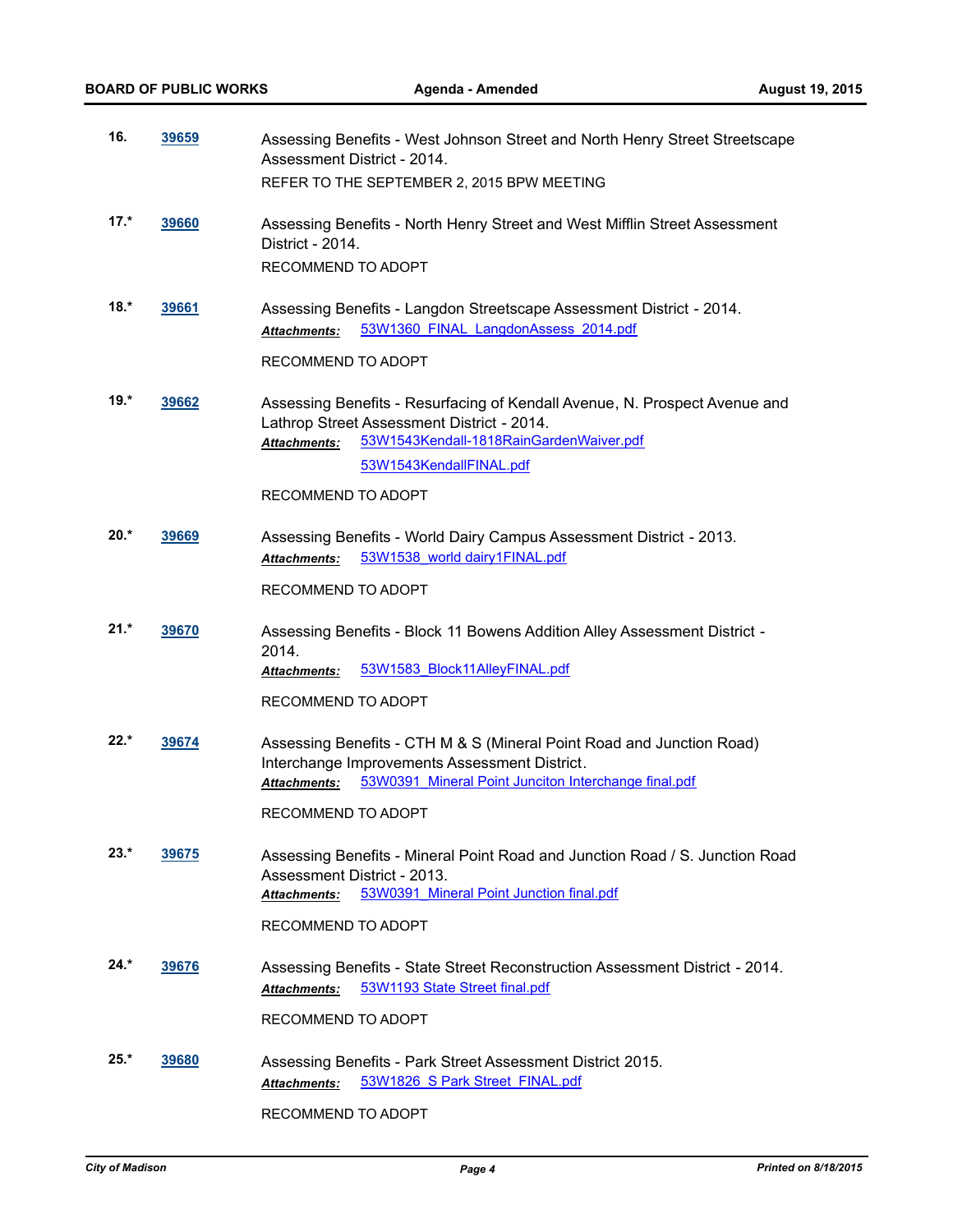16. **39659** Assessing Benefits - West Johnson Street and North Henry Street Streetscape Assessment District - 2014.

REFER TO THE SEPTEMBER 2, 2015 BPW MEETING

17.* **39660** Assessing Benefits - North Henry Street and West Mifflin Street Assessment District - 2014.

RECOMMEND TO ADOPT

18.* **39661** Assessing Benefits - Langdon Streetscape Assessment District - 2014.

***Attachments:*** 53W1360_FINAL_LangdonAssess_2014.pdf

RECOMMEND TO ADOPT

19.* **39662** Assessing Benefits - Resurfacing of Kendall Avenue, N. Prospect Avenue and Lathrop Street Assessment District - 2014.

***Attachments:*** 53W1543Kendall-1818RainGardenWaiver.pdf

53W1543KendallFINAL.pdf

RECOMMEND TO ADOPT

20.* **39669** Assessing Benefits - World Dairy Campus Assessment District - 2013.

***Attachments:*** 53W1538_world dairy1FINAL.pdf

RECOMMEND TO ADOPT

21.* **39670** Assessing Benefits - Block 11 Bowens Addition Alley Assessment District - 2014.

***Attachments:*** 53W1583_Block11AlleyFINAL.pdf

RECOMMEND TO ADOPT

22.* **39674** Assessing Benefits - CTH M & S (Mineral Point Road and Junction Road) Interchange Improvements Assessment District.

***Attachments:*** 53W0391_Mineral Point Junciton Interchange final.pdf

RECOMMEND TO ADOPT

23.* **39675** Assessing Benefits - Mineral Point Road and Junction Road / S. Junction Road Assessment District - 2013.

***Attachments:*** 53W0391_Mineral Point Junction final.pdf

RECOMMEND TO ADOPT

24.* **39676** Assessing Benefits - State Street Reconstruction Assessment District - 2014.

***Attachments:*** 53W1193 State Street final.pdf

RECOMMEND TO ADOPT

25.* **39680** Assessing Benefits - Park Street Assessment District 2015.

***Attachments:*** 53W1826_S Park Street_FINAL.pdf

RECOMMEND TO ADOPT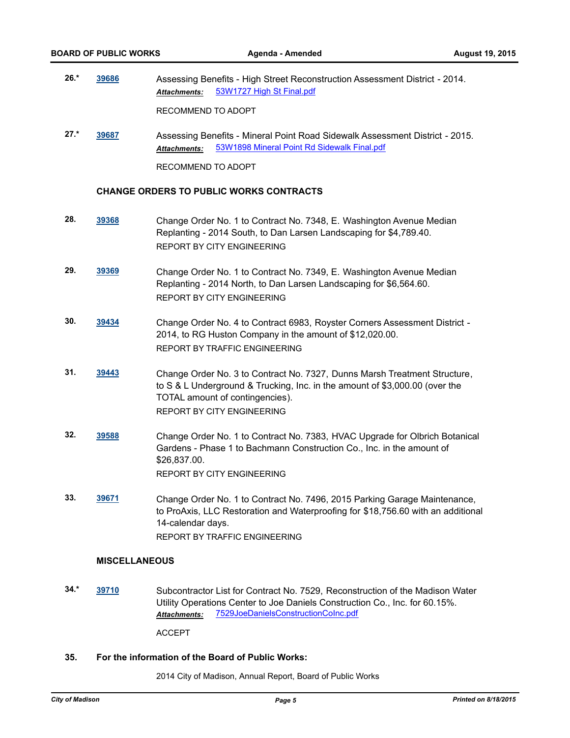**26.*** **39686** Assessing Benefits - High Street Reconstruction Assessment District - 2014.

*Attachments:* 53W1727 High St Final.pdf

RECOMMEND TO ADOPT

**27.*** **39687** Assessing Benefits - Mineral Point Road Sidewalk Assessment District - 2015.

*Attachments:* 53W1898 Mineral Point Rd Sidewalk Final.pdf

RECOMMEND TO ADOPT

### CHANGE ORDERS TO PUBLIC WORKS CONTRACTS

**28.** **39368** Change Order No. 1 to Contract No. 7348, E. Washington Avenue Median Replanting - 2014 South, to Dan Larsen Landscaping for $4,789.40.

REPORT BY CITY ENGINEERING

**29.** **39369** Change Order No. 1 to Contract No. 7349, E. Washington Avenue Median Replanting - 2014 North, to Dan Larsen Landscaping for $6,564.60.

REPORT BY CITY ENGINEERING

**30.** **39434** Change Order No. 4 to Contract 6983, Royster Corners Assessment District - 2014, to RG Huston Company in the amount of $12,020.00.

REPORT BY TRAFFIC ENGINEERING

**31.** **39443** Change Order No. 3 to Contract No. 7327, Dunns Marsh Treatment Structure, to S & L Underground & Trucking, Inc. in the amount of $3,000.00 (over the TOTAL amount of contingencies).

REPORT BY CITY ENGINEERING

**32.** **39588** Change Order No. 1 to Contract No. 7383, HVAC Upgrade for Olbrich Botanical Gardens - Phase 1 to Bachmann Construction Co., Inc. in the amount of $26,837.00.

REPORT BY CITY ENGINEERING

**33.** **39671** Change Order No. 1 to Contract No. 7496, 2015 Parking Garage Maintenance, to ProAxis, LLC Restoration and Waterproofing for $18,756.60 with an additional 14-calendar days.

REPORT BY TRAFFIC ENGINEERING

### MISCELLANEOUS

**34.*** **39710** Subcontractor List for Contract No. 7529, Reconstruction of the Madison Water Utility Operations Center to Joe Daniels Construction Co., Inc. for 60.15%.

*Attachments:* 7529JoeDanielsConstructionCoInc.pdf

ACCEPT

**35.** **For the information of the Board of Public Works:**

2014 City of Madison, Annual Report, Board of Public Works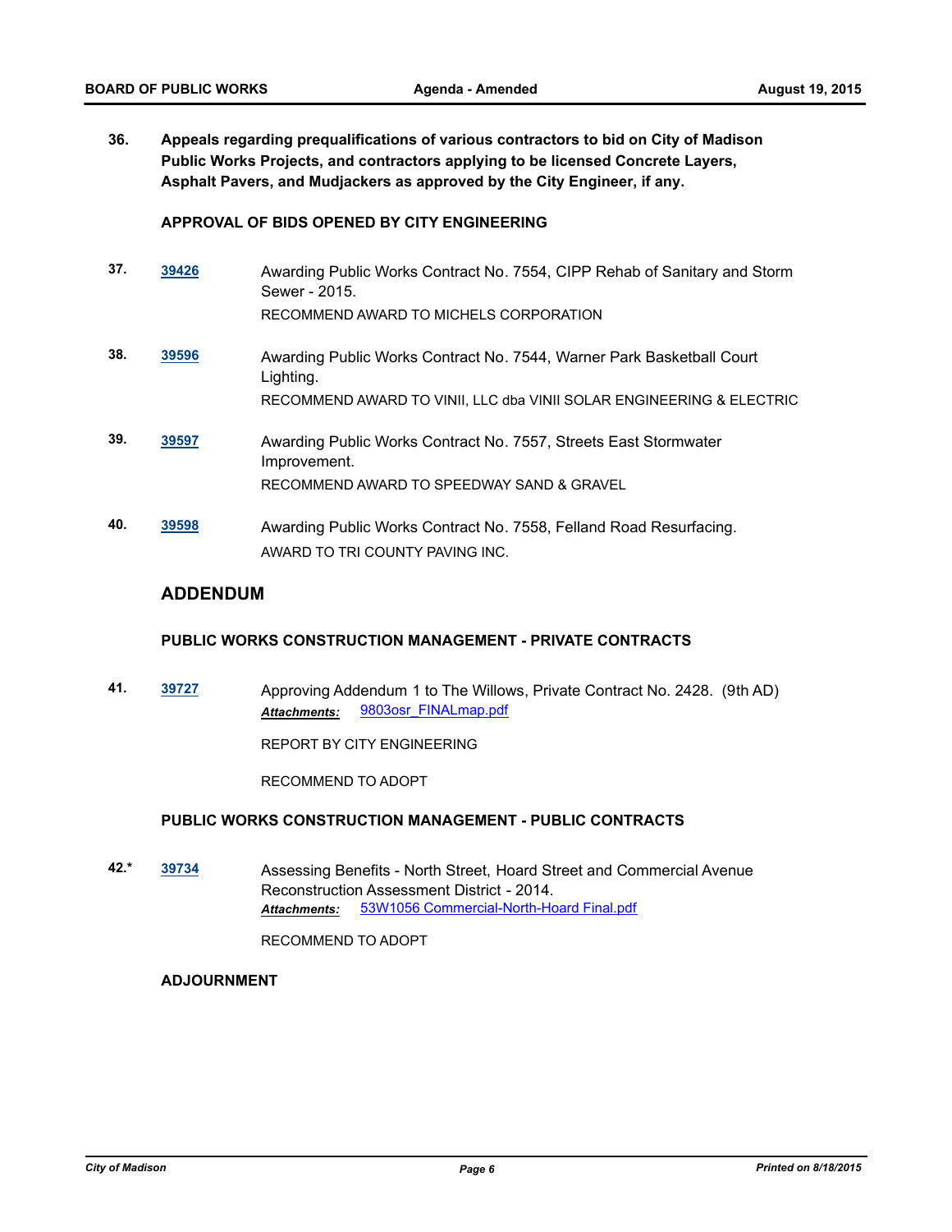**36. Appeals regarding prequalifications of various contractors to bid on City of Madison Public Works Projects, and contractors applying to be licensed Concrete Layers, Asphalt Pavers, and Mudjackers as approved by the City Engineer, if any.**

**APPROVAL OF BIDS OPENED BY CITY ENGINEERING**

**37.** **39426** Awarding Public Works Contract No. 7554, CIPP Rehab of Sanitary and Storm Sewer - 2015.

RECOMMEND AWARD TO MICHELS CORPORATION

**38.** **39596** Awarding Public Works Contract No. 7544, Warner Park Basketball Court Lighting.

RECOMMEND AWARD TO VINII, LLC dba VINII SOLAR ENGINEERING & ELECTRIC

**39.** **39597** Awarding Public Works Contract No. 7557, Streets East Stormwater Improvement.

RECOMMEND AWARD TO SPEEDWAY SAND & GRAVEL

**40.** **39598** Awarding Public Works Contract No. 7558, Felland Road Resurfacing.

AWARD TO TRI COUNTY PAVING INC.

## ADDENDUM

**PUBLIC WORKS CONSTRUCTION MANAGEMENT - PRIVATE CONTRACTS**

**41.** **39727** Approving Addendum 1 to The Willows, Private Contract No. 2428. (9th AD)

***Attachments:*** 9803osr_FINALmap.pdf

REPORT BY CITY ENGINEERING

RECOMMEND TO ADOPT

**PUBLIC WORKS CONSTRUCTION MANAGEMENT - PUBLIC CONTRACTS**

**42.*** **39734** Assessing Benefits - North Street, Hoard Street and Commercial Avenue Reconstruction Assessment District - 2014.

***Attachments:*** 53W1056 Commercial-North-Hoard Final.pdf

RECOMMEND TO ADOPT

**ADJOURNMENT**